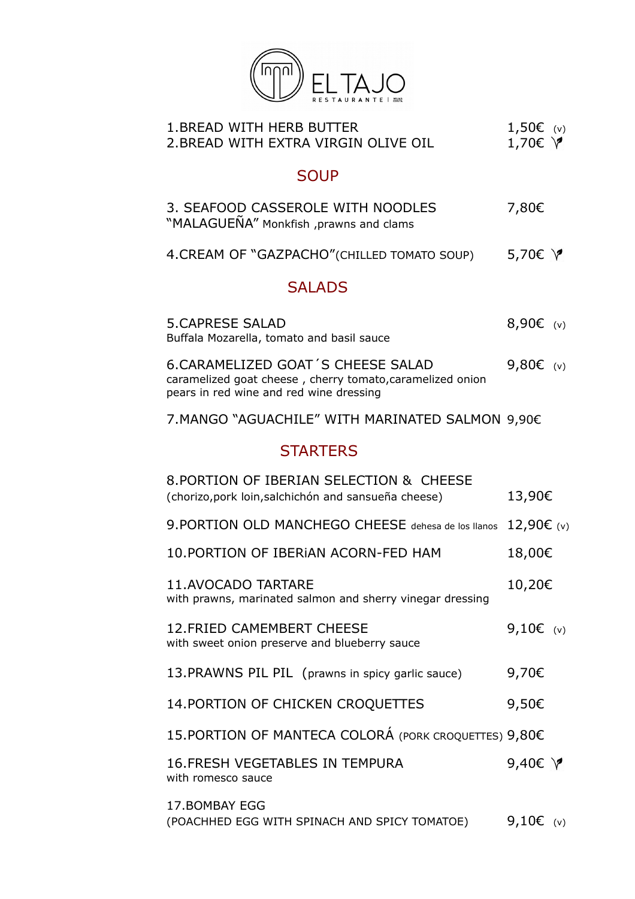# EL TAJO

RESTAURANTE

1.BREAD WITH HERB BUTTER 1,50€ (v)
2.BREAD WITH EXTRA VIRGIN OLIVE OIL 1,70€ 🌱

## SOUP

3. SEAFOOD CASSEROLE WITH NOODLES "MALAGUEÑA" 7,80€
Monkfish ,prawns and clams

4.CREAM OF "GAZPACHO"(CHILLED TOMATO SOUP) 5,70€ 🌱

## SALADS

5.CAPRESE SALAD 8,90€ (v)
Buffala Mozarella, tomato and basil sauce

6.CARAMELIZED GOAT´S CHEESE SALAD 9,80€ (v)
caramelized goat cheese , cherry tomato,caramelized onion pears in red wine and red wine dressing

7.MANGO "AGUACHILE" WITH MARINATED SALMON 9,90€

## STARTERS

8.PORTION OF IBERIAN SELECTION & CHEESE 13,90€
(chorizo,pork loin,salchichón and sansueña cheese)

9.PORTION OLD MANCHEGO CHEESE dehesa de los llanos 12,90€ (v)

10.PORTION OF IBERiAN ACORN-FED HAM 18,00€

11.AVOCADO TARTARE 10,20€
with prawns, marinated salmon and sherry vinegar dressing

12.FRIED CAMEMBERT CHEESE 9,10€ (v)
with sweet onion preserve and blueberry sauce

13.PRAWNS PIL PIL (prawns in spicy garlic sauce) 9,70€

14.PORTION OF CHICKEN CROQUETTES 9,50€

15.PORTION OF MANTECA COLORÁ (PORK CROQUETTES) 9,80€

16.FRESH VEGETABLES IN TEMPURA 9,40€ 🌱
with romesco sauce

17.BOMBAY EGG 9,10€ (v)
(POACHHED EGG WITH SPINACH AND SPICY TOMATOE)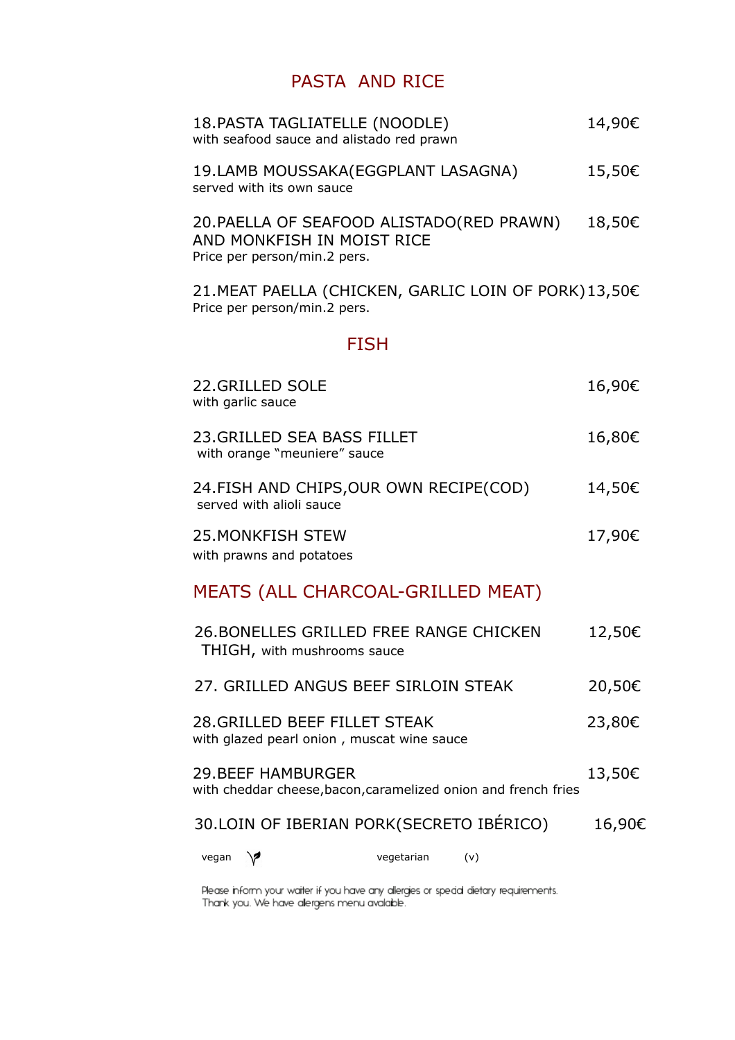## PASTA AND RICE

18.PASTA TAGLIATELLE (NOODLE) 14,90€
with seafood sauce and alistado red prawn

19.LAMB MOUSSAKA(EGGPLANT LASAGNA) 15,50€
served with its own sauce

20.PAELLA OF SEAFOOD ALISTADO(RED PRAWN) AND MONKFISH IN MOIST RICE 18,50€
Price per person/min.2 pers.

21.MEAT PAELLA (CHICKEN, GARLIC LOIN OF PORK) 13,50€
Price per person/min.2 pers.

## FISH

22.GRILLED SOLE 16,90€
with garlic sauce

23.GRILLED SEA BASS FILLET 16,80€
with orange "meuniere" sauce

24.FISH AND CHIPS,OUR OWN RECIPE(COD) 14,50€
served with alioli sauce

25.MONKFISH STEW 17,90€
with prawns and potatoes

## MEATS (ALL CHARCOAL-GRILLED MEAT)

26.BONELLES GRILLED FREE RANGE CHICKEN THIGH, with mushrooms sauce 12,50€

27. GRILLED ANGUS BEEF SIRLOIN STEAK 20,50€

28.GRILLED BEEF FILLET STEAK 23,80€
with glazed pearl onion , muscat wine sauce

29.BEEF HAMBURGER 13,50€
with cheddar cheese,bacon,caramelized onion and french fries

30.LOIN OF IBERIAN PORK(SECRETO IBÉRICO) 16,90€

vegan vegetarian (v)

Please inform your waiter if you have any allergies or special dietary requirements.
Thank you. We have alergens menu available.